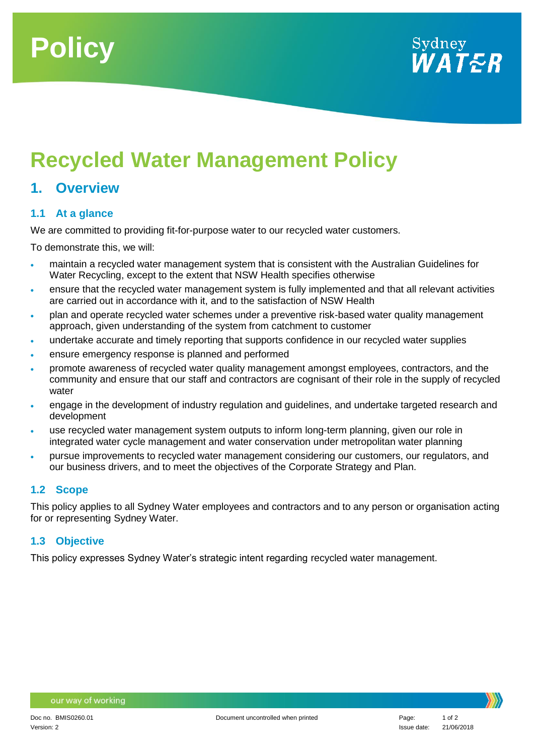# Policy

# Recycled Water Management Policy

## 1. Overview

### 1.1 At a glance

We are committed to providing fit-for-purpose water to our recycled water customers.

To demonstrate this, we will:

- maintain a recycled water management system that is consistent with the Australian Guidelines for Water Recycling, except to the extent that NSW Health specifies otherwise
- ensure that the recycled water management system is fully implemented and that all relevant activities are carried out in accordance with it, and to the satisfaction of NSW Health
- plan and operate recycled water schemes under a preventive risk-based water quality management approach, given understanding of the system from catchment to customer
- undertake accurate and timely reporting that supports confidence in our recycled water supplies
- ensure emergency response is planned and performed
- promote awareness of recycled water quality management amongst employees, contractors, and the community and ensure that our staff and contractors are cognisant of their role in the supply of recycled water
- engage in the development of industry regulation and guidelines, and undertake targeted research and development
- use recycled water management system outputs to inform long-term planning, given our role in integrated water cycle management and water conservation under metropolitan water planning
- pursue improvements to recycled water management considering our customers, our regulators, and our business drivers, and to meet the objectives of the Corporate Strategy and Plan.

### 1.2 Scope

This policy applies to all Sydney Water employees and contractors and to any person or organisation acting for or representing Sydney Water.

### 1.3 Objective

This policy expresses Sydney Water's strategic intent regarding recycled water management.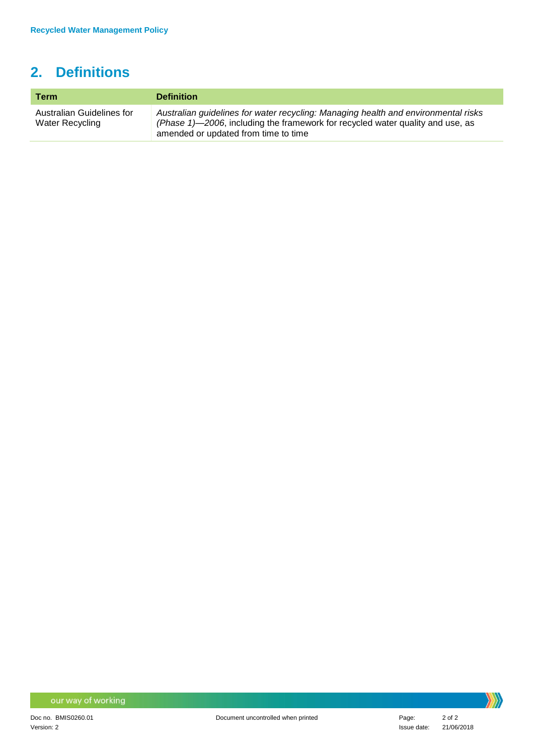## 2. Definitions

| Term | Definition |
| --- | --- |
| Australian Guidelines for Water Recycling | *Australian guidelines for water recycling: Managing health and environmental risks (Phase 1)—2006*, including the framework for recycled water quality and use, as amended or updated from time to time |